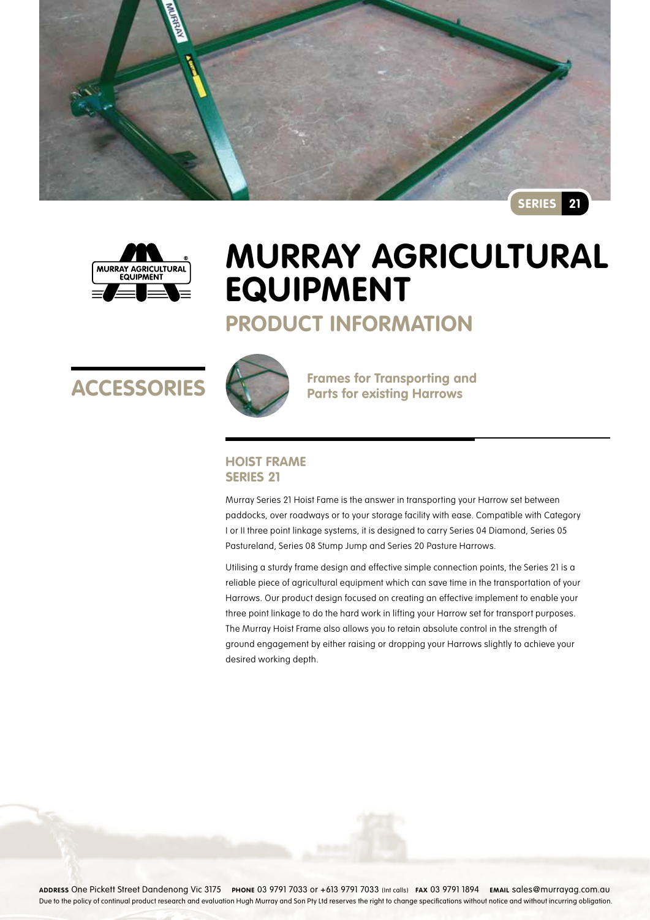SERIES 21

# MURRAY AGRICULTURAL EQUIPMENT

## PRODUCT INFORMATION

## ACCESSORIES

**Frames for Transporting and Parts for existing Harrows**

### HOIST FRAME
### SERIES 21

Murray Series 21 Hoist Fame is the answer in transporting your Harrow set between paddocks, over roadways or to your storage facility with ease. Compatible with Category I or II three point linkage systems, it is designed to carry Series 04 Diamond, Series 05 Pastureland, Series 08 Stump Jump and Series 20 Pasture Harrows.

Utilising a sturdy frame design and effective simple connection points, the Series 21 is a reliable piece of agricultural equipment which can save time in the transportation of your Harrows. Our product design focused on creating an effective implement to enable your three point linkage to do the hard work in lifting your Harrow set for transport purposes. The Murray Hoist Frame also allows you to retain absolute control in the strength of ground engagement by either raising or dropping your Harrows slightly to achieve your desired working depth.

**ADDRESS** One Pickett Street Dandenong Vic 3175 **PHONE** 03 9791 7033 or +613 9791 7033 (Int calls) **FAX** 03 9791 1894 **EMAIL** sales@murrayag.com.au

Due to the policy of continual product research and evaluation Hugh Murray and Son Pty Ltd reserves the right to change specifications without notice and without incurring obligation.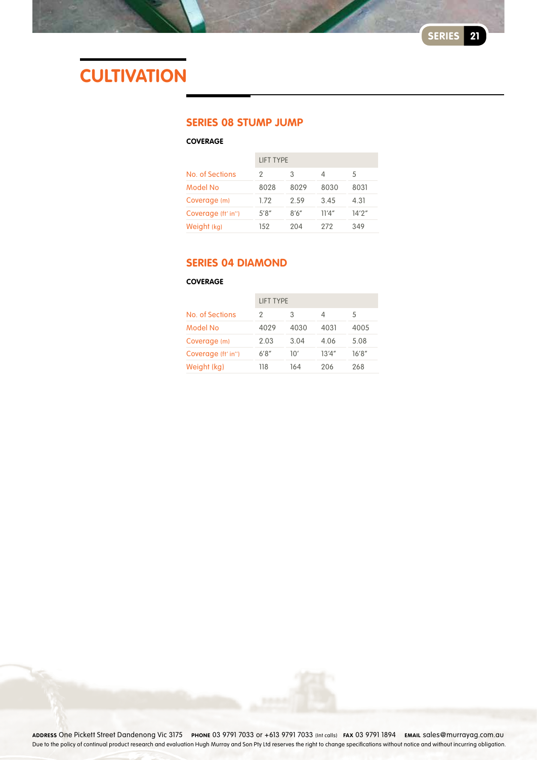# CULTIVATION

## SERIES 08 STUMP JUMP

**COVERAGE**

| | LIFT TYPE | | | |
|---|---|---|---|---|
| No. of Sections | 2 | 3 | 4 | 5 |
| Model No | 8028 | 8029 | 8030 | 8031 |
| Coverage (m) | 1.72 | 2.59 | 3.45 | 4.31 |
| Coverage (ft' in") | 5'8" | 8'6" | 11'4" | 14'2" |
| Weight (kg) | 152 | 204 | 272 | 349 |

## SERIES 04 DIAMOND

**COVERAGE**

| | LIFT TYPE | | | |
|---|---|---|---|---|
| No. of Sections | 2 | 3 | 4 | 5 |
| Model No | 4029 | 4030 | 4031 | 4005 |
| Coverage (m) | 2.03 | 3.04 | 4.06 | 5.08 |
| Coverage (ft' in") | 6'8" | 10' | 13'4" | 16'8" |
| Weight (kg) | 118 | 164 | 206 | 268 |

**ADDRESS** One Pickett Street Dandenong Vic 3175 **PHONE** 03 9791 7033 or +613 9791 7033 (Int calls) **FAX** 03 9791 1894 **EMAIL** sales@murrayag.com.au
Due to the policy of continual product research and evaluation Hugh Murray and Son Pty Ltd reserves the right to change specifications without notice and without incurring obligation.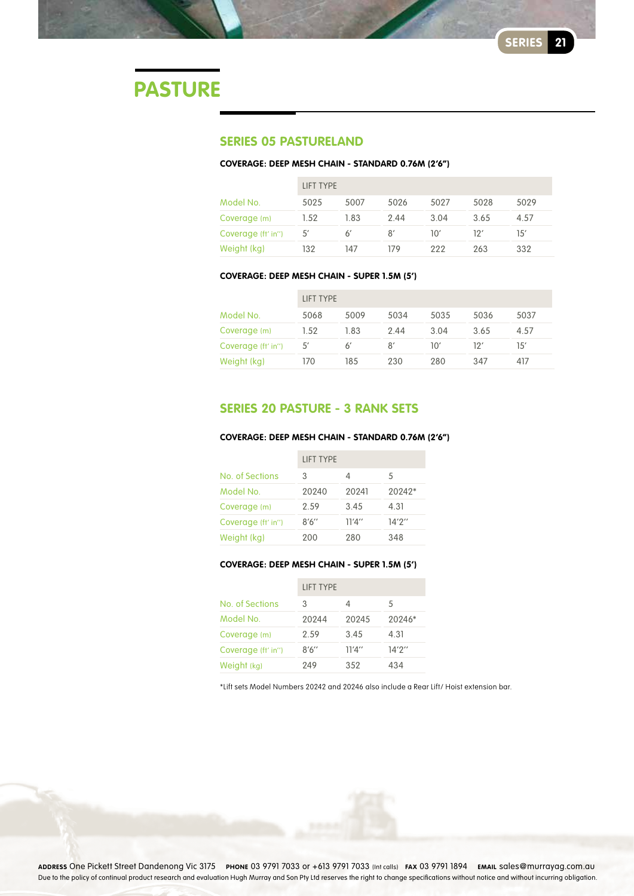# PASTURE

## SERIES 05 PASTURELAND

### COVERAGE: DEEP MESH CHAIN - STANDARD 0.76M (2'6")

| | LIFT TYPE | | | | | |
|---|---|---|---|---|---|---|
| Model No. | 5025 | 5007 | 5026 | 5027 | 5028 | 5029 |
| Coverage (m) | 1.52 | 1.83 | 2.44 | 3.04 | 3.65 | 4.57 |
| Coverage (ft' in") | 5' | 6' | 8' | 10' | 12' | 15' |
| Weight (kg) | 132 | 147 | 179 | 222 | 263 | 332 |

### COVERAGE: DEEP MESH CHAIN - SUPER 1.5M (5')

| | LIFT TYPE | | | | | |
|---|---|---|---|---|---|---|
| Model No. | 5068 | 5009 | 5034 | 5035 | 5036 | 5037 |
| Coverage (m) | 1.52 | 1.83 | 2.44 | 3.04 | 3.65 | 4.57 |
| Coverage (ft' in") | 5' | 6' | 8' | 10' | 12' | 15' |
| Weight (kg) | 170 | 185 | 230 | 280 | 347 | 417 |

## SERIES 20 PASTURE - 3 RANK SETS

### COVERAGE: DEEP MESH CHAIN - STANDARD 0.76M (2'6")

| | LIFT TYPE | | |
|---|---|---|---|
| No. of Sections | 3 | 4 | 5 |
| Model No. | 20240 | 20241 | 20242* |
| Coverage (m) | 2.59 | 3.45 | 4.31 |
| Coverage (ft' in") | 8'6" | 11'4" | 14'2" |
| Weight (kg) | 200 | 280 | 348 |

### COVERAGE: DEEP MESH CHAIN - SUPER 1.5M (5')

| | LIFT TYPE | | |
|---|---|---|---|
| No. of Sections | 3 | 4 | 5 |
| Model No. | 20244 | 20245 | 20246* |
| Coverage (m) | 2.59 | 3.45 | 4.31 |
| Coverage (ft' in") | 8'6" | 11'4" | 14'2" |
| Weight (kg) | 249 | 352 | 434 |

*Lift sets Model Numbers 20242 and 20246 also include a Rear Lift/ Hoist extension bar.

**ADDRESS** One Pickett Street Dandenong Vic 3175 **PHONE** 03 9791 7033 or +613 9791 7033 (Int calls) **FAX** 03 9791 1894 **EMAIL** sales@murrayag.com.au

Due to the policy of continual product research and evaluation Hugh Murray and Son Pty Ltd reserves the right to change specifications without notice and without incurring obligation.